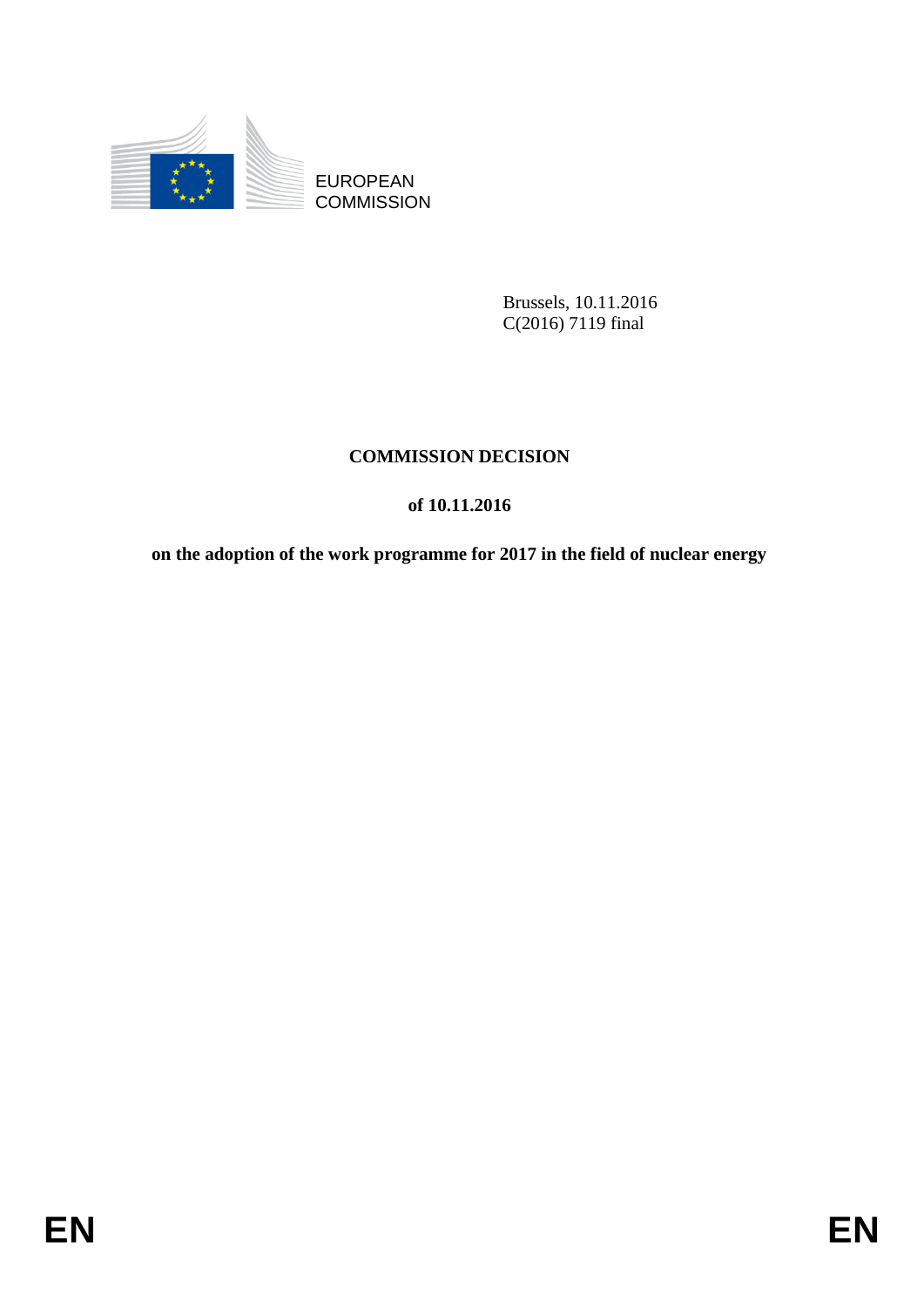EUROPEAN COMMISSION

Brussels, 10.11.2016
C(2016) 7119 final

# COMMISSION DECISION

## of 10.11.2016

## on the adoption of the work programme for 2017 in the field of nuclear energy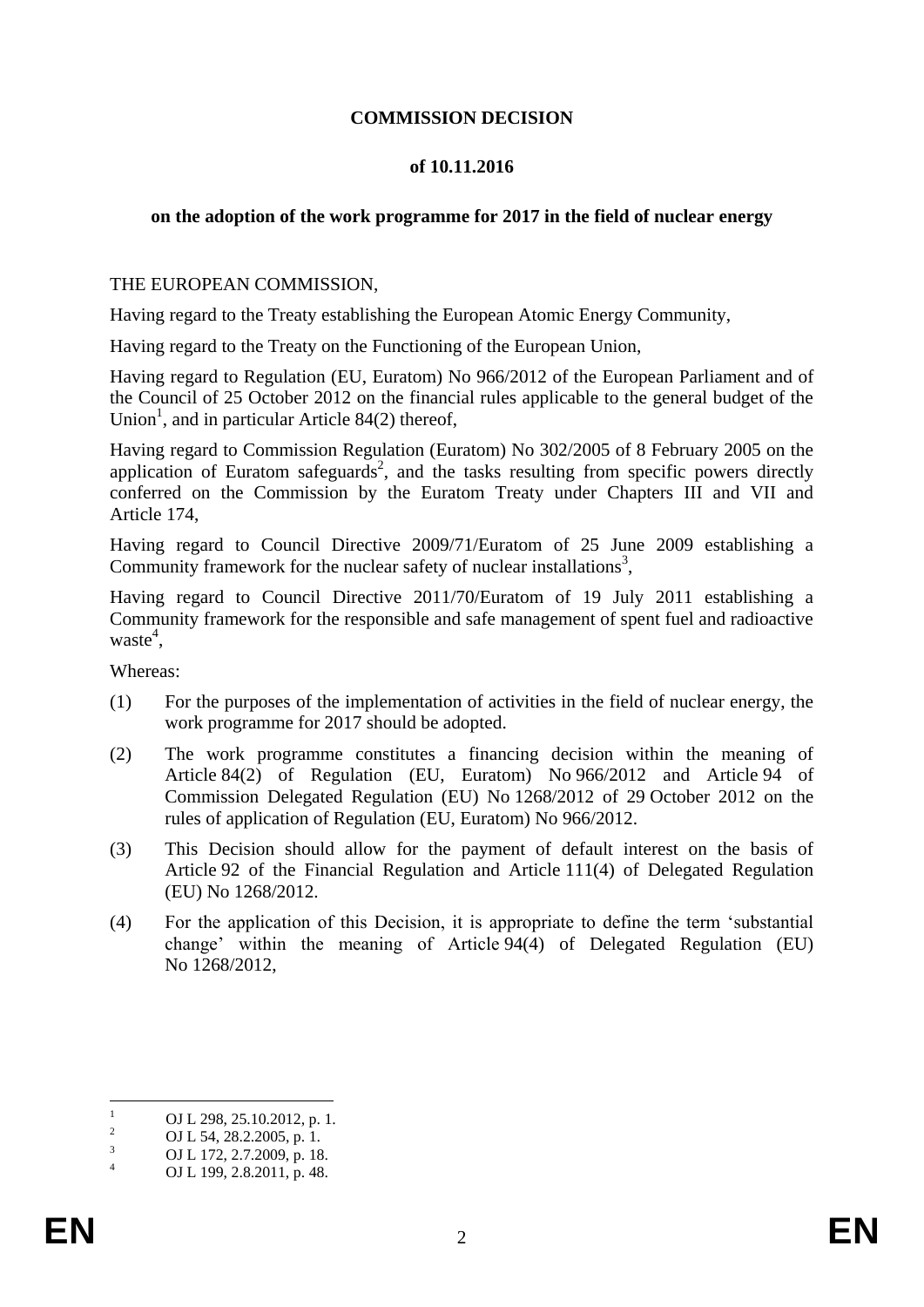**COMMISSION DECISION**

**of 10.11.2016**

**on the adoption of the work programme for 2017 in the field of nuclear energy**

THE EUROPEAN COMMISSION,

Having regard to the Treaty establishing the European Atomic Energy Community,

Having regard to the Treaty on the Functioning of the European Union,

Having regard to Regulation (EU, Euratom) No 966/2012 of the European Parliament and of the Council of 25 October 2012 on the financial rules applicable to the general budget of the Union[1], and in particular Article 84(2) thereof,

Having regard to Commission Regulation (Euratom) No 302/2005 of 8 February 2005 on the application of Euratom safeguards[2], and the tasks resulting from specific powers directly conferred on the Commission by the Euratom Treaty under Chapters III and VII and Article 174,

Having regard to Council Directive 2009/71/Euratom of 25 June 2009 establishing a Community framework for the nuclear safety of nuclear installations[3],

Having regard to Council Directive 2011/70/Euratom of 19 July 2011 establishing a Community framework for the responsible and safe management of spent fuel and radioactive waste[4],

Whereas:

(1) For the purposes of the implementation of activities in the field of nuclear energy, the work programme for 2017 should be adopted.

(2) The work programme constitutes a financing decision within the meaning of Article 84(2) of Regulation (EU, Euratom) No 966/2012 and Article 94 of Commission Delegated Regulation (EU) No 1268/2012 of 29 October 2012 on the rules of application of Regulation (EU, Euratom) No 966/2012.

(3) This Decision should allow for the payment of default interest on the basis of Article 92 of the Financial Regulation and Article 111(4) of Delegated Regulation (EU) No 1268/2012.

(4) For the application of this Decision, it is appropriate to define the term 'substantial change' within the meaning of Article 94(4) of Delegated Regulation (EU) No 1268/2012,

---

[1] OJ L 298, 25.10.2012, p. 1.

[2] OJ L 54, 28.2.2005, p. 1.

[3] OJ L 172, 2.7.2009, p. 18.

[4] OJ L 199, 2.8.2011, p. 48.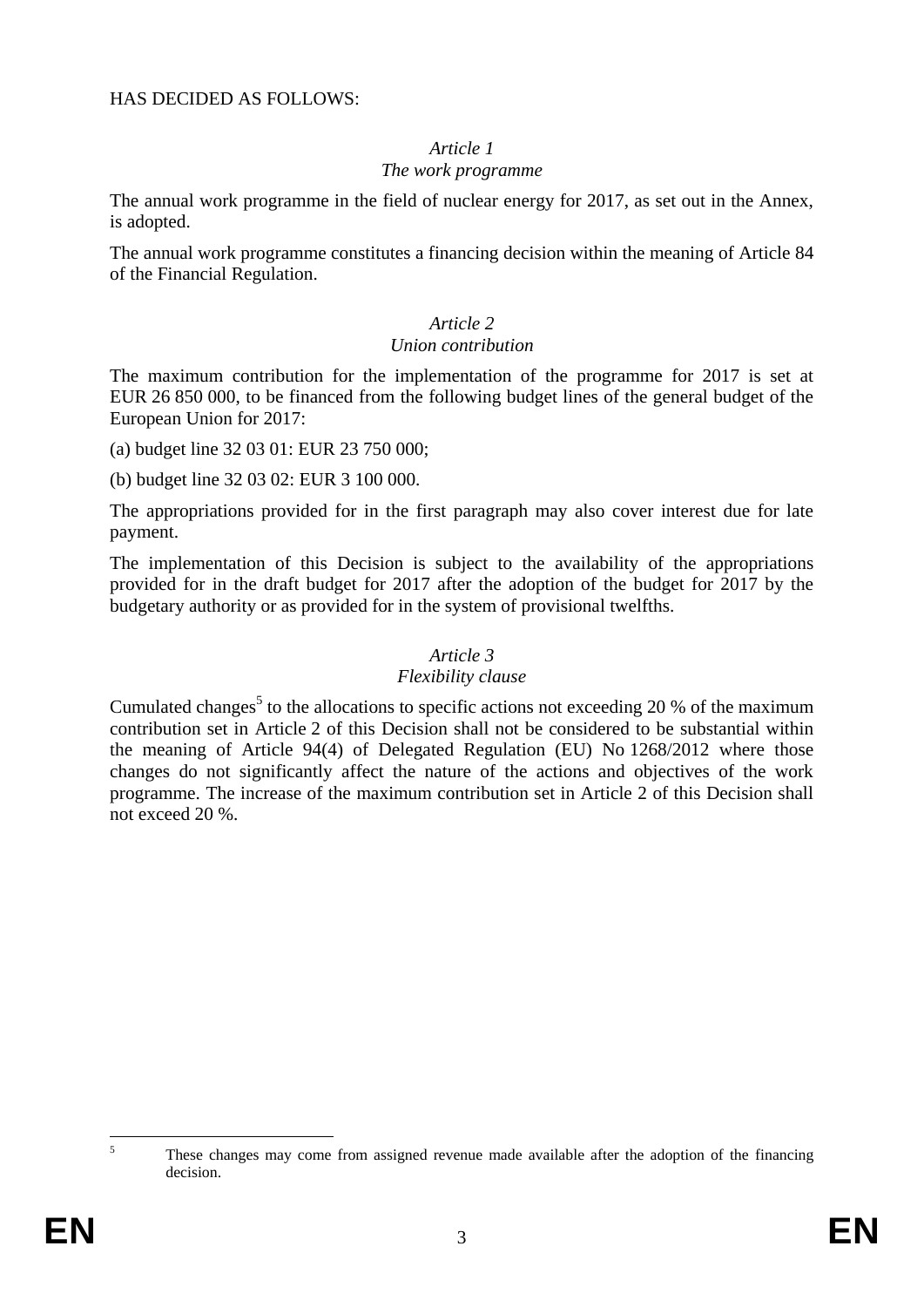HAS DECIDED AS FOLLOWS:

*Article 1*
*The work programme*

The annual work programme in the field of nuclear energy for 2017, as set out in the Annex, is adopted.

The annual work programme constitutes a financing decision within the meaning of Article 84 of the Financial Regulation.

*Article 2*
*Union contribution*

The maximum contribution for the implementation of the programme for 2017 is set at EUR 26 850 000, to be financed from the following budget lines of the general budget of the European Union for 2017:

(a) budget line 32 03 01: EUR 23 750 000;

(b) budget line 32 03 02: EUR 3 100 000.

The appropriations provided for in the first paragraph may also cover interest due for late payment.

The implementation of this Decision is subject to the availability of the appropriations provided for in the draft budget for 2017 after the adoption of the budget for 2017 by the budgetary authority or as provided for in the system of provisional twelfths.

*Article 3*
*Flexibility clause*

Cumulated changes[5] to the allocations to specific actions not exceeding 20 % of the maximum contribution set in Article 2 of this Decision shall not be considered to be substantial within the meaning of Article 94(4) of Delegated Regulation (EU) No 1268/2012 where those changes do not significantly affect the nature of the actions and objectives of the work programme. The increase of the maximum contribution set in Article 2 of this Decision shall not exceed 20 %.

---

[5] These changes may come from assigned revenue made available after the adoption of the financing decision.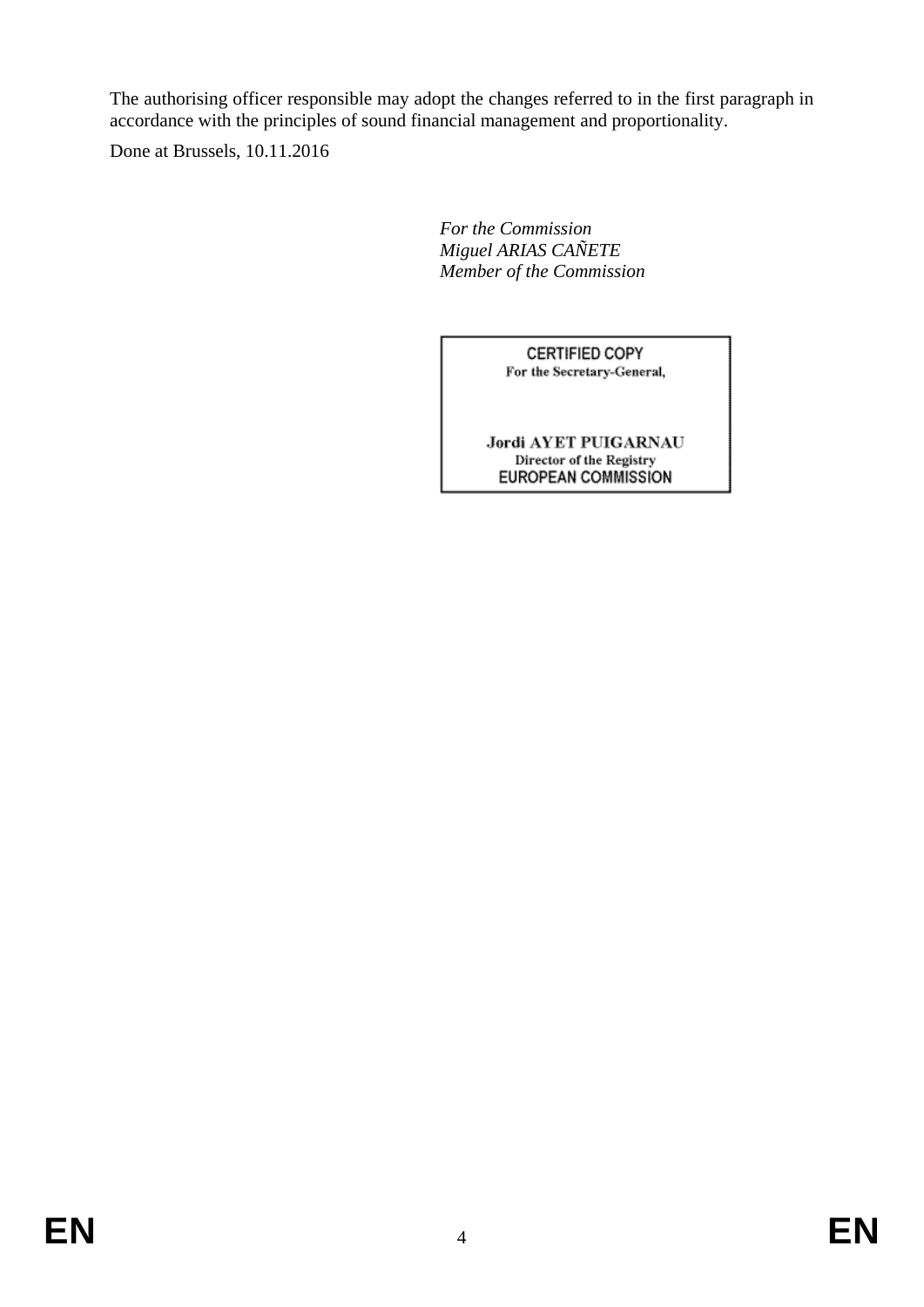The authorising officer responsible may adopt the changes referred to in the first paragraph in accordance with the principles of sound financial management and proportionality.

Done at Brussels, 10.11.2016

*For the Commission*
*Miguel ARIAS CAÑETE*
*Member of the Commission*

CERTIFIED COPY
For the Secretary-General,

Jordi AYET PUIGARNAU
Director of the Registry
EUROPEAN COMMISSION